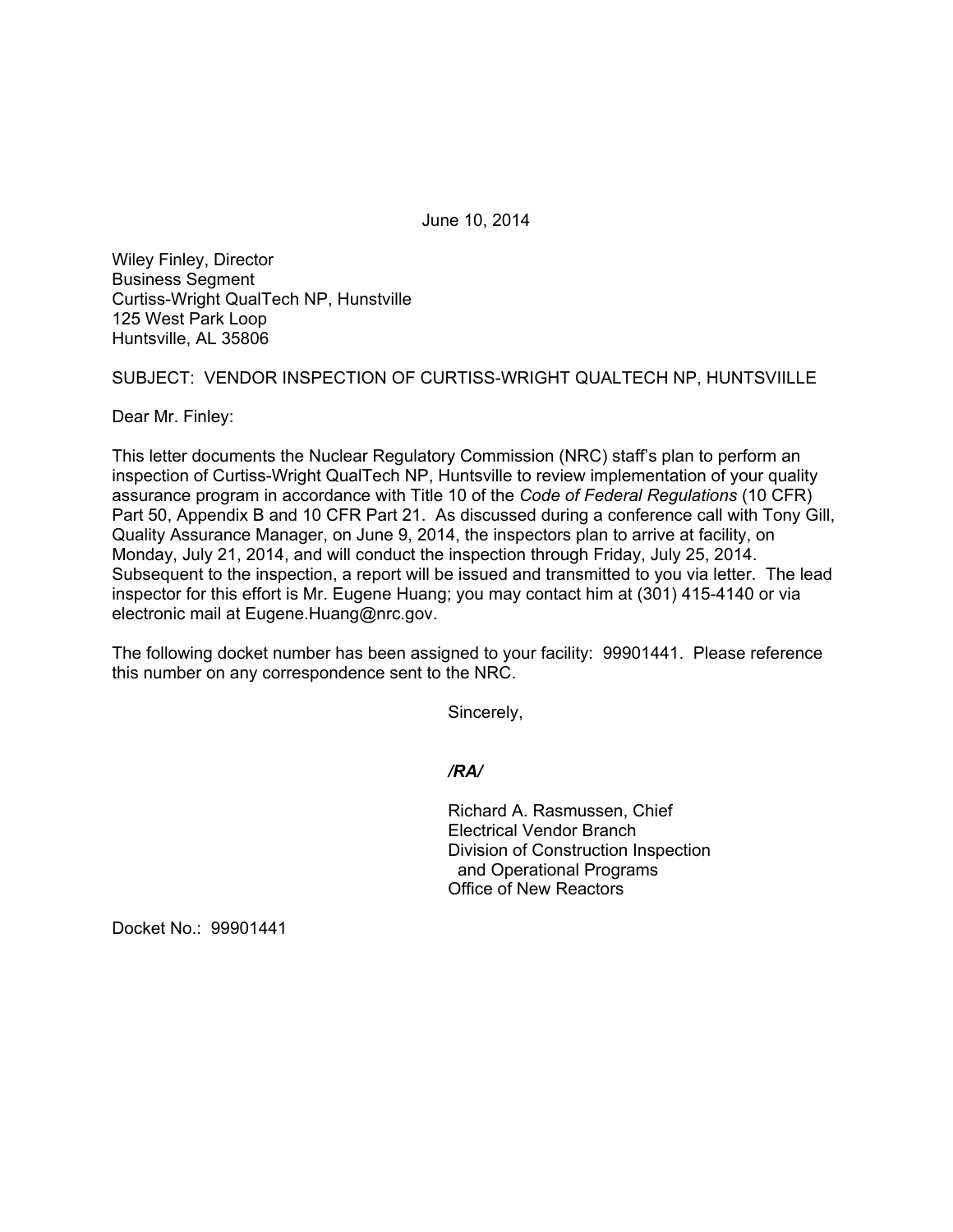June 10, 2014

Wiley Finley, Director  
Business Segment  
Curtiss-Wright QualTech NP, Hunstville  
125 West Park Loop  
Huntsville, AL 35806

SUBJECT: VENDOR INSPECTION OF CURTISS-WRIGHT QUALTECH NP, HUNTSVIILLE

Dear Mr. Finley:

This letter documents the Nuclear Regulatory Commission (NRC) staff's plan to perform an inspection of Curtiss-Wright QualTech NP, Huntsville to review implementation of your quality assurance program in accordance with Title 10 of the *Code of Federal Regulations* (10 CFR) Part 50, Appendix B and 10 CFR Part 21. As discussed during a conference call with Tony Gill, Quality Assurance Manager, on June 9, 2014, the inspectors plan to arrive at facility, on Monday, July 21, 2014, and will conduct the inspection through Friday, July 25, 2014. Subsequent to the inspection, a report will be issued and transmitted to you via letter. The lead inspector for this effort is Mr. Eugene Huang; you may contact him at (301) 415-4140 or via electronic mail at Eugene.Huang@nrc.gov.

The following docket number has been assigned to your facility: 99901441. Please reference this number on any correspondence sent to the NRC.

Sincerely,

*/RA/*

Richard A. Rasmussen, Chief  
Electrical Vendor Branch  
Division of Construction Inspection  
and Operational Programs  
Office of New Reactors

Docket No.: 99901441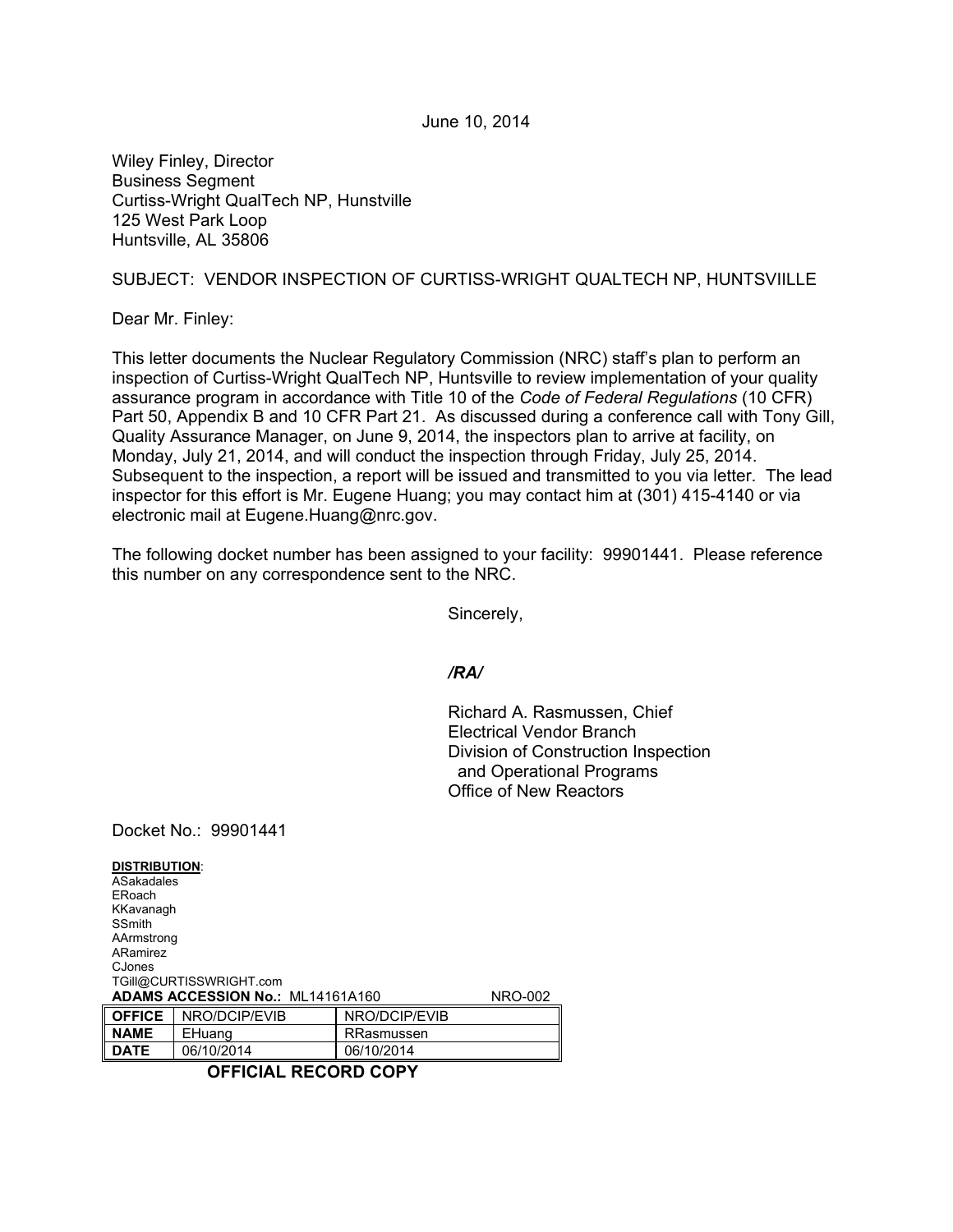June 10, 2014

Wiley Finley, Director
Business Segment
Curtiss-Wright QualTech NP, Hunstville
125 West Park Loop
Huntsville, AL 35806

SUBJECT: VENDOR INSPECTION OF CURTISS-WRIGHT QUALTECH NP, HUNTSVIILLE

Dear Mr. Finley:

This letter documents the Nuclear Regulatory Commission (NRC) staff's plan to perform an inspection of Curtiss-Wright QualTech NP, Huntsville to review implementation of your quality assurance program in accordance with Title 10 of the *Code of Federal Regulations* (10 CFR) Part 50, Appendix B and 10 CFR Part 21. As discussed during a conference call with Tony Gill, Quality Assurance Manager, on June 9, 2014, the inspectors plan to arrive at facility, on Monday, July 21, 2014, and will conduct the inspection through Friday, July 25, 2014. Subsequent to the inspection, a report will be issued and transmitted to you via letter. The lead inspector for this effort is Mr. Eugene Huang; you may contact him at (301) 415-4140 or via electronic mail at Eugene.Huang@nrc.gov.

The following docket number has been assigned to your facility: 99901441. Please reference this number on any correspondence sent to the NRC.

Sincerely,

*/RA/*

Richard A. Rasmussen, Chief
Electrical Vendor Branch
Division of Construction Inspection
and Operational Programs
Office of New Reactors

Docket No.: 99901441

**DISTRIBUTION**:
ASakadales
ERoach
KKavanagh
SSmith
AArmstrong
ARamirez
CJones
TGill@CURTISSWRIGHT.com

**ADAMS ACCESSION No.:** ML14161A160 NRO-002

| | | |
|---|---|---|
| **OFFICE** | NRO/DCIP/EVIB | NRO/DCIP/EVIB |
| **NAME** | EHuang | RRasmussen |
| **DATE** | 06/10/2014 | 06/10/2014 |

**OFFICIAL RECORD COPY**